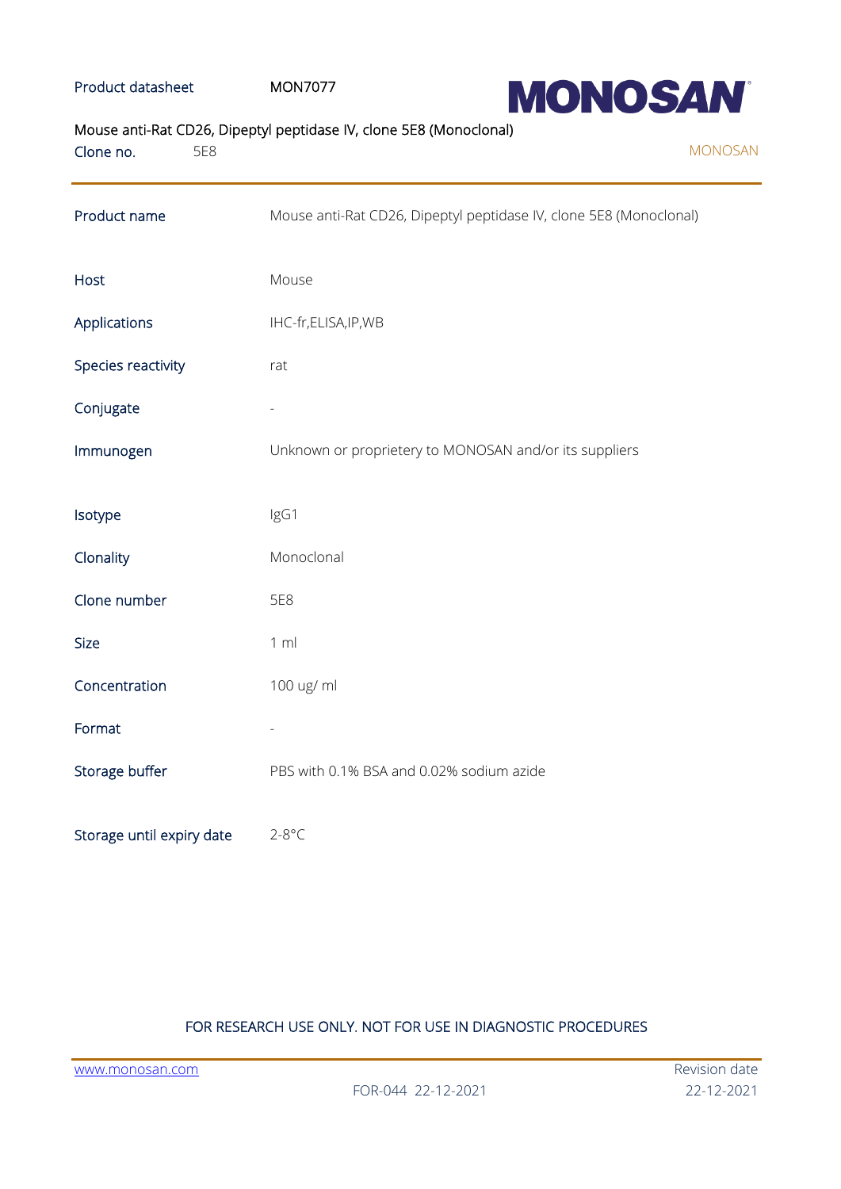Product datasheet MON7077

**MONOSAN**

Mouse anti-Rat CD26, Dipeptyl peptidase IV, clone 5E8 (Monoclonal)

Clone no. 5E8

MONOSAN

| | |
|---|---|
| Product name | Mouse anti-Rat CD26, Dipeptyl peptidase IV, clone 5E8 (Monoclonal) |
| Host | Mouse |
| Applications | IHC-fr,ELISA,IP,WB |
| Species reactivity | rat |
| Conjugate | - |
| Immunogen | Unknown or proprietery to MONOSAN and/or its suppliers |
| Isotype | IgG1 |
| Clonality | Monoclonal |
| Clone number | 5E8 |
| Size | 1 ml |
| Concentration | 100 ug/ ml |
| Format | - |
| Storage buffer | PBS with 0.1% BSA and 0.02% sodium azide |
| Storage until expiry date | 2-8°C |

FOR RESEARCH USE ONLY. NOT FOR USE IN DIAGNOSTIC PROCEDURES

www.monosan.com

FOR-044 22-12-2021

Revision date 22-12-2021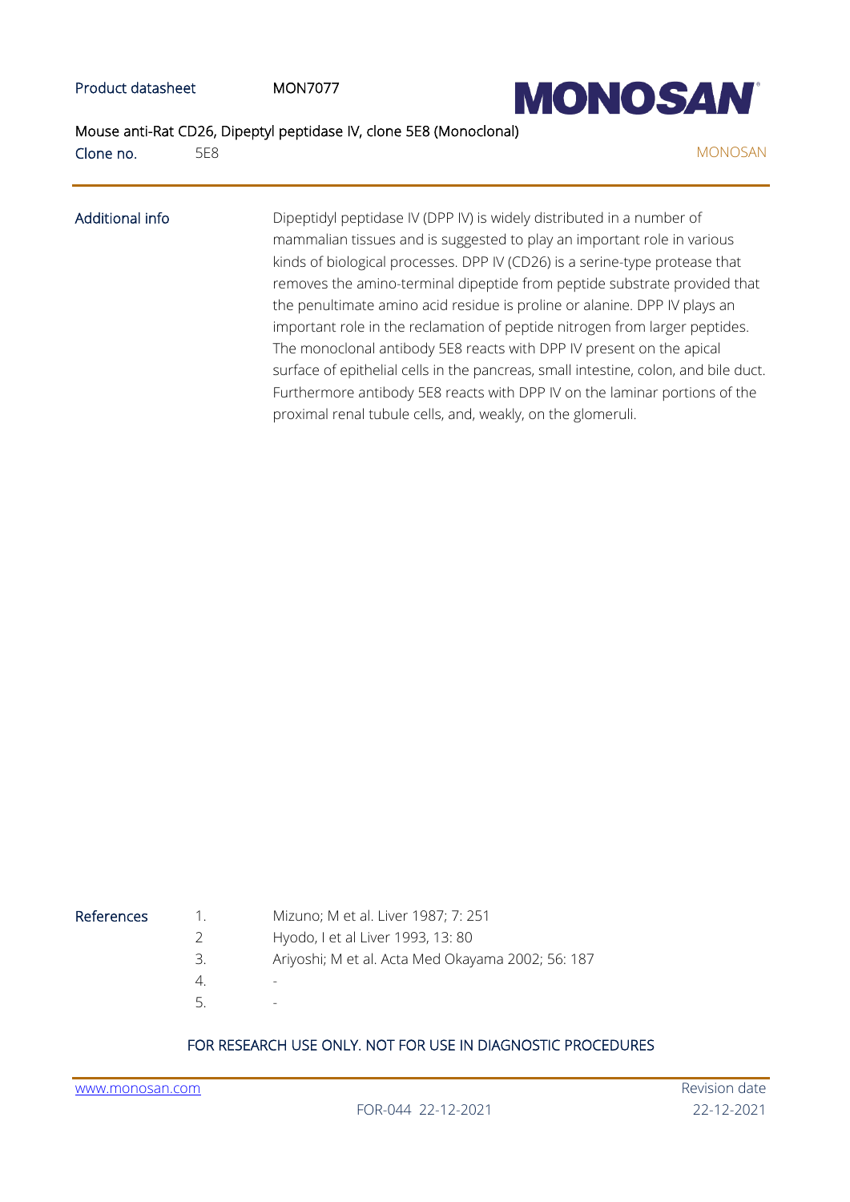Product datasheet MON7077

Mouse anti-Rat CD26, Dipeptyl peptidase IV, clone 5E8 (Monoclonal)

Clone no. 5E8

MONOSAN

**Additional info**

Dipeptidyl peptidase IV (DPP IV) is widely distributed in a number of mammalian tissues and is suggested to play an important role in various kinds of biological processes. DPP IV (CD26) is a serine-type protease that removes the amino-terminal dipeptide from peptide substrate provided that the penultimate amino acid residue is proline or alanine. DPP IV plays an important role in the reclamation of peptide nitrogen from larger peptides. The monoclonal antibody 5E8 reacts with DPP IV present on the apical surface of epithelial cells in the pancreas, small intestine, colon, and bile duct. Furthermore antibody 5E8 reacts with DPP IV on the laminar portions of the proximal renal tubule cells, and, weakly, on the glomeruli.

**References**

1. Mizuno; M et al. Liver 1987; 7: 251
2. Hyodo, I et al Liver 1993, 13: 80
3. Ariyoshi; M et al. Acta Med Okayama 2002; 56: 187
4. -
5. -

FOR RESEARCH USE ONLY. NOT FOR USE IN DIAGNOSTIC PROCEDURES

www.monosan.com

FOR-044 22-12-2021

Revision date 22-12-2021